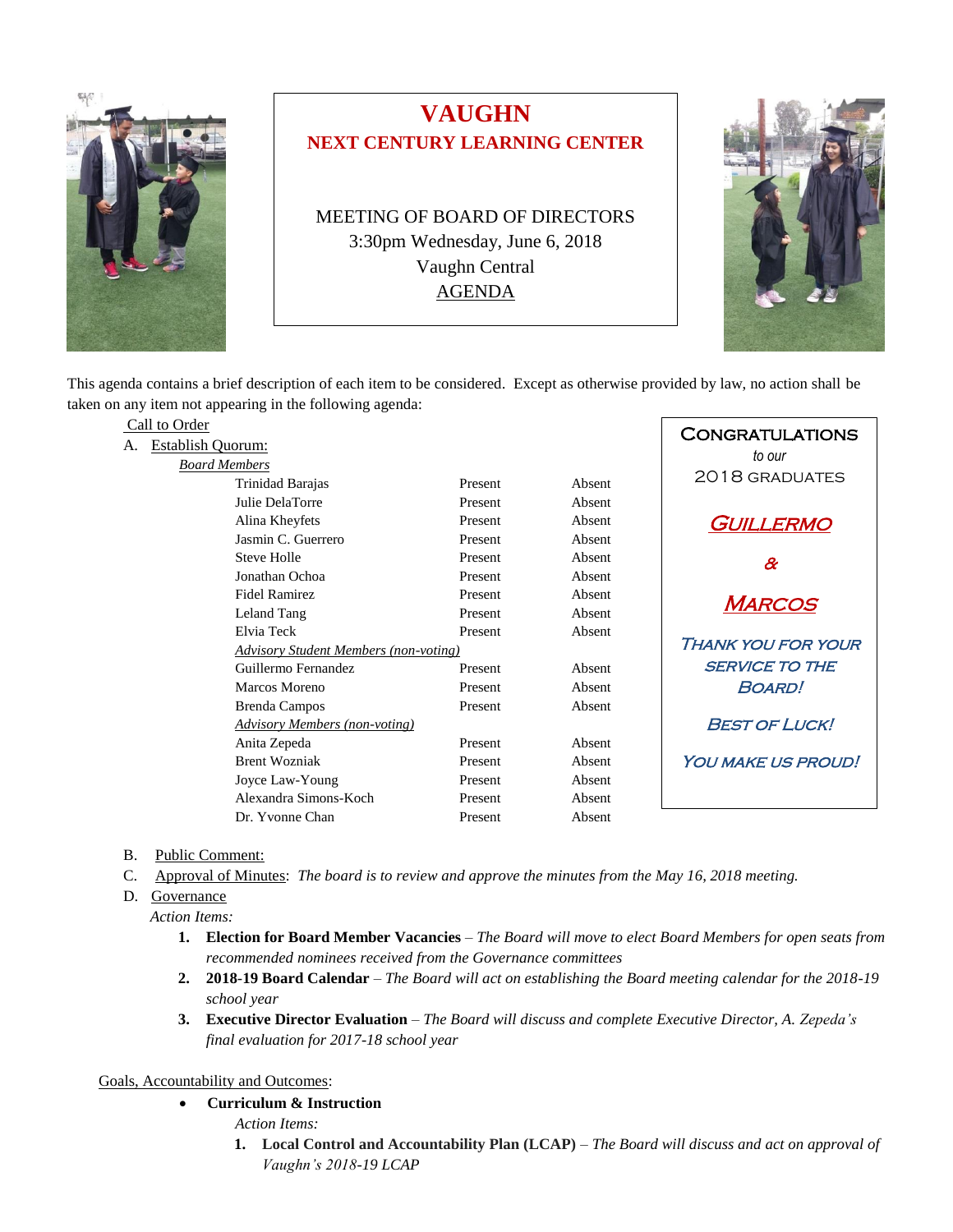# VAUGHN

## NEXT CENTURY LEARNING CENTER

MEETING OF BOARD OF DIRECTORS
3:30pm Wednesday, June 6, 2018
Vaughn Central
AGENDA

This agenda contains a brief description of each item to be considered. Except as otherwise provided by law, no action shall be taken on any item not appearing in the following agenda:

Call to Order

A. Establish Quorum:

*Board Members*

| Name | | |
|---|---|---|
| Trinidad Barajas | Present | Absent |
| Julie DelaTorre | Present | Absent |
| Alina Kheyfets | Present | Absent |
| Jasmin C. Guerrero | Present | Absent |
| Steve Holle | Present | Absent |
| Jonathan Ochoa | Present | Absent |
| Fidel Ramirez | Present | Absent |
| Leland Tang | Present | Absent |
| Elvia Teck | Present | Absent |
| *Advisory Student Members (non-voting)* | | |
| Guillermo Fernandez | Present | Absent |
| Marcos Moreno | Present | Absent |
| Brenda Campos | Present | Absent |
| *Advisory Members (non-voting)* | | |
| Anita Zepeda | Present | Absent |
| Brent Wozniak | Present | Absent |
| Joyce Law-Young | Present | Absent |
| Alexandra Simons-Koch | Present | Absent |
| Dr. Yvonne Chan | Present | Absent |

CONGRATULATIONS
*to our*
2018 GRADUATES

*GUILLERMO*

*&*

*MARCOS*

*THANK YOU FOR YOUR SERVICE TO THE BOARD!*

*BEST OF LUCK!*

*YOU MAKE US PROUD!*

B. Public Comment:

C. Approval of Minutes: *The board is to review and approve the minutes from the May 16, 2018 meeting.*

D. Governance

*Action Items:*

1. **Election for Board Member Vacancies** – *The Board will move to elect Board Members for open seats from recommended nominees received from the Governance committees*
2. **2018-19 Board Calendar** – *The Board will act on establishing the Board meeting calendar for the 2018-19 school year*
3. **Executive Director Evaluation** – *The Board will discuss and complete Executive Director, A. Zepeda's final evaluation for 2017-18 school year*

Goals, Accountability and Outcomes:

- **Curriculum & Instruction**

  *Action Items:*

  1. **Local Control and Accountability Plan (LCAP)** – *The Board will discuss and act on approval of Vaughn's 2018-19 LCAP*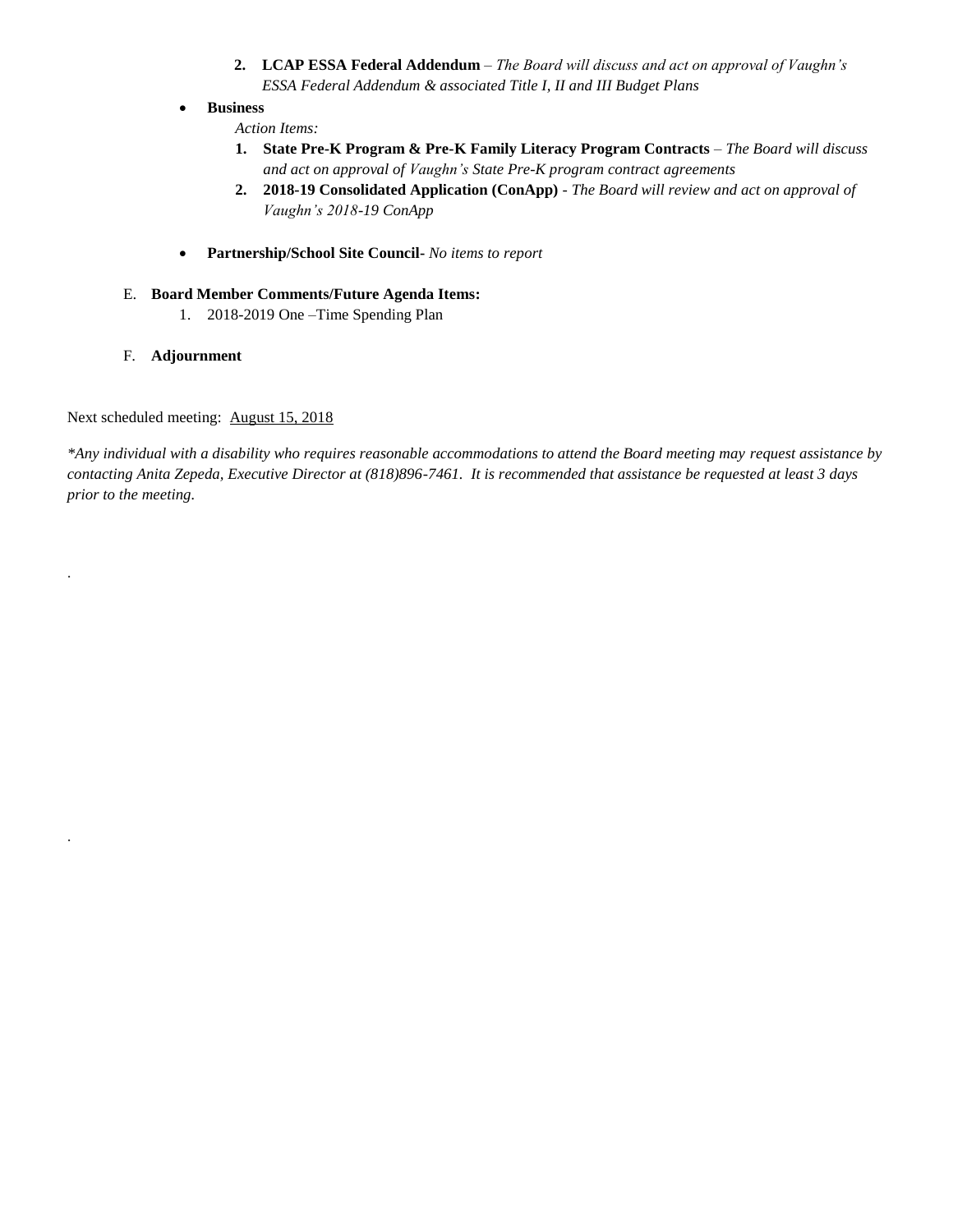2. **LCAP ESSA Federal Addendum** – *The Board will discuss and act on approval of Vaughn's ESSA Federal Addendum & associated Title I, II and III Budget Plans*

- **Business**

  *Action Items:*

  1. **State Pre-K Program & Pre-K Family Literacy Program Contracts** – *The Board will discuss and act on approval of Vaughn's State Pre-K program contract agreements*
  2. **2018-19 Consolidated Application (ConApp)** - *The Board will review and act on approval of Vaughn's 2018-19 ConApp*

- **Partnership/School Site Council-** *No items to report*

E. **Board Member Comments/Future Agenda Items:**

1. 2018-2019 One –Time Spending Plan

F. **Adjournment**

Next scheduled meeting: August 15, 2018

*\*Any individual with a disability who requires reasonable accommodations to attend the Board meeting may request assistance by contacting Anita Zepeda, Executive Director at (818)896-7461. It is recommended that assistance be requested at least 3 days prior to the meeting.*